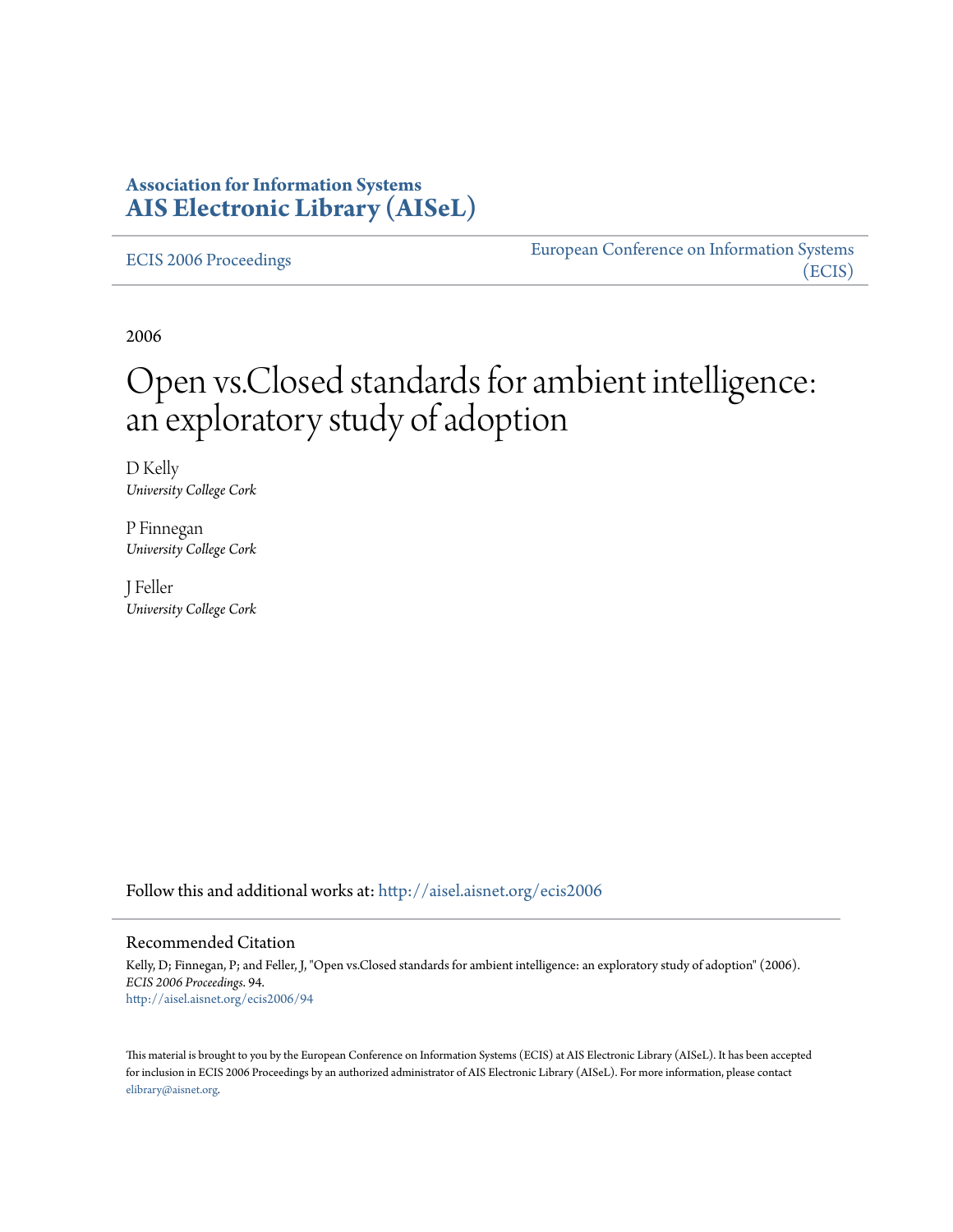**Association for Information Systems**
**AIS Electronic Library (AISeL)**

ECIS 2006 Proceedings

European Conference on Information Systems (ECIS)

2006

# Open vs.Closed standards for ambient intelligence: an exploratory study of adoption

D Kelly
*University College Cork*

P Finnegan
*University College Cork*

J Feller
*University College Cork*

Follow this and additional works at: http://aisel.aisnet.org/ecis2006

Recommended Citation

Kelly, D; Finnegan, P; and Feller, J, "Open vs.Closed standards for ambient intelligence: an exploratory study of adoption" (2006). *ECIS 2006 Proceedings*. 94.
http://aisel.aisnet.org/ecis2006/94

This material is brought to you by the European Conference on Information Systems (ECIS) at AIS Electronic Library (AISeL). It has been accepted for inclusion in ECIS 2006 Proceedings by an authorized administrator of AIS Electronic Library (AISeL). For more information, please contact elibrary@aisnet.org.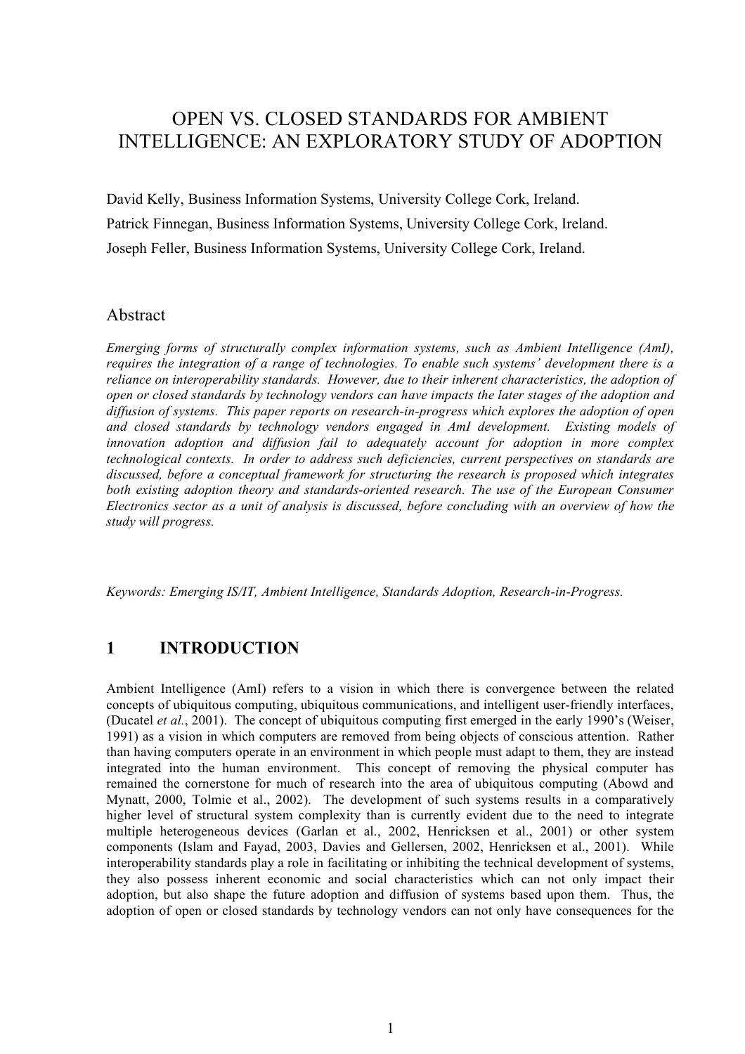# OPEN VS. CLOSED STANDARDS FOR AMBIENT INTELLIGENCE: AN EXPLORATORY STUDY OF ADOPTION

David Kelly, Business Information Systems, University College Cork, Ireland.

Patrick Finnegan, Business Information Systems, University College Cork, Ireland.

Joseph Feller, Business Information Systems, University College Cork, Ireland.

## Abstract

*Emerging forms of structurally complex information systems, such as Ambient Intelligence (AmI), requires the integration of a range of technologies. To enable such systems' development there is a reliance on interoperability standards. However, due to their inherent characteristics, the adoption of open or closed standards by technology vendors can have impacts the later stages of the adoption and diffusion of systems. This paper reports on research-in-progress which explores the adoption of open and closed standards by technology vendors engaged in AmI development. Existing models of innovation adoption and diffusion fail to adequately account for adoption in more complex technological contexts. In order to address such deficiencies, current perspectives on standards are discussed, before a conceptual framework for structuring the research is proposed which integrates both existing adoption theory and standards-oriented research. The use of the European Consumer Electronics sector as a unit of analysis is discussed, before concluding with an overview of how the study will progress.*

*Keywords: Emerging IS/IT, Ambient Intelligence, Standards Adoption, Research-in-Progress.*

## 1 INTRODUCTION

Ambient Intelligence (AmI) refers to a vision in which there is convergence between the related concepts of ubiquitous computing, ubiquitous communications, and intelligent user-friendly interfaces, (Ducatel *et al.*, 2001). The concept of ubiquitous computing first emerged in the early 1990's (Weiser, 1991) as a vision in which computers are removed from being objects of conscious attention. Rather than having computers operate in an environment in which people must adapt to them, they are instead integrated into the human environment. This concept of removing the physical computer has remained the cornerstone for much of research into the area of ubiquitous computing (Abowd and Mynatt, 2000, Tolmie et al., 2002). The development of such systems results in a comparatively higher level of structural system complexity than is currently evident due to the need to integrate multiple heterogeneous devices (Garlan et al., 2002, Henricksen et al., 2001) or other system components (Islam and Fayad, 2003, Davies and Gellersen, 2002, Henricksen et al., 2001). While interoperability standards play a role in facilitating or inhibiting the technical development of systems, they also possess inherent economic and social characteristics which can not only impact their adoption, but also shape the future adoption and diffusion of systems based upon them. Thus, the adoption of open or closed standards by technology vendors can not only have consequences for the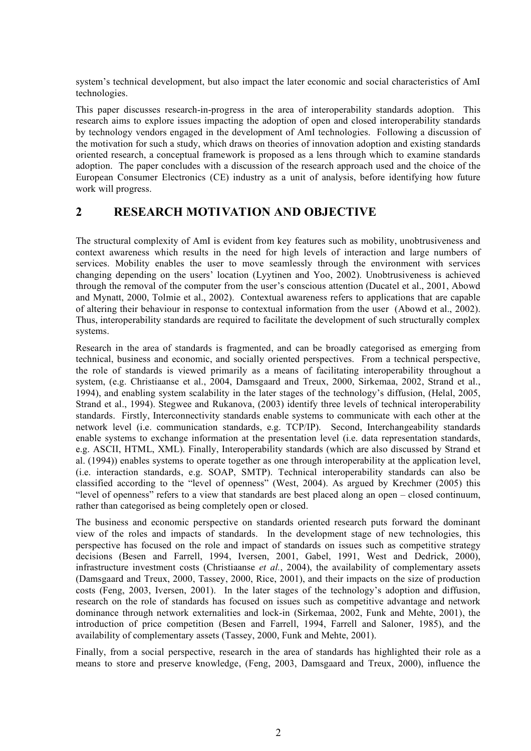system's technical development, but also impact the later economic and social characteristics of AmI technologies.

This paper discusses research-in-progress in the area of interoperability standards adoption. This research aims to explore issues impacting the adoption of open and closed interoperability standards by technology vendors engaged in the development of AmI technologies. Following a discussion of the motivation for such a study, which draws on theories of innovation adoption and existing standards oriented research, a conceptual framework is proposed as a lens through which to examine standards adoption. The paper concludes with a discussion of the research approach used and the choice of the European Consumer Electronics (CE) industry as a unit of analysis, before identifying how future work will progress.

## 2 RESEARCH MOTIVATION AND OBJECTIVE

The structural complexity of AmI is evident from key features such as mobility, unobtrusiveness and context awareness which results in the need for high levels of interaction and large numbers of services. Mobility enables the user to move seamlessly through the environment with services changing depending on the users' location (Lyytinen and Yoo, 2002). Unobtrusiveness is achieved through the removal of the computer from the user's conscious attention (Ducatel et al., 2001, Abowd and Mynatt, 2000, Tolmie et al., 2002). Contextual awareness refers to applications that are capable of altering their behaviour in response to contextual information from the user (Abowd et al., 2002). Thus, interoperability standards are required to facilitate the development of such structurally complex systems.

Research in the area of standards is fragmented, and can be broadly categorised as emerging from technical, business and economic, and socially oriented perspectives. From a technical perspective, the role of standards is viewed primarily as a means of facilitating interoperability throughout a system, (e.g. Christiaanse et al., 2004, Damsgaard and Treux, 2000, Sirkemaa, 2002, Strand et al., 1994), and enabling system scalability in the later stages of the technology's diffusion, (Helal, 2005, Strand et al., 1994). Stegwee and Rukanova, (2003) identify three levels of technical interoperability standards. Firstly, Interconnectivity standards enable systems to communicate with each other at the network level (i.e. communication standards, e.g. TCP/IP). Second, Interchangeability standards enable systems to exchange information at the presentation level (i.e. data representation standards, e.g. ASCII, HTML, XML). Finally, Interoperability standards (which are also discussed by Strand et al. (1994)) enables systems to operate together as one through interoperability at the application level, (i.e. interaction standards, e.g. SOAP, SMTP). Technical interoperability standards can also be classified according to the "level of openness" (West, 2004). As argued by Krechmer (2005) this "level of openness" refers to a view that standards are best placed along an open – closed continuum, rather than categorised as being completely open or closed.

The business and economic perspective on standards oriented research puts forward the dominant view of the roles and impacts of standards. In the development stage of new technologies, this perspective has focused on the role and impact of standards on issues such as competitive strategy decisions (Besen and Farrell, 1994, Iversen, 2001, Gabel, 1991, West and Dedrick, 2000), infrastructure investment costs (Christiaanse *et al.*, 2004), the availability of complementary assets (Damsgaard and Treux, 2000, Tassey, 2000, Rice, 2001), and their impacts on the size of production costs (Feng, 2003, Iversen, 2001). In the later stages of the technology's adoption and diffusion, research on the role of standards has focused on issues such as competitive advantage and network dominance through network externalities and lock-in (Sirkemaa, 2002, Funk and Mehte, 2001), the introduction of price competition (Besen and Farrell, 1994, Farrell and Saloner, 1985), and the availability of complementary assets (Tassey, 2000, Funk and Mehte, 2001).

Finally, from a social perspective, research in the area of standards has highlighted their role as a means to store and preserve knowledge, (Feng, 2003, Damsgaard and Treux, 2000), influence the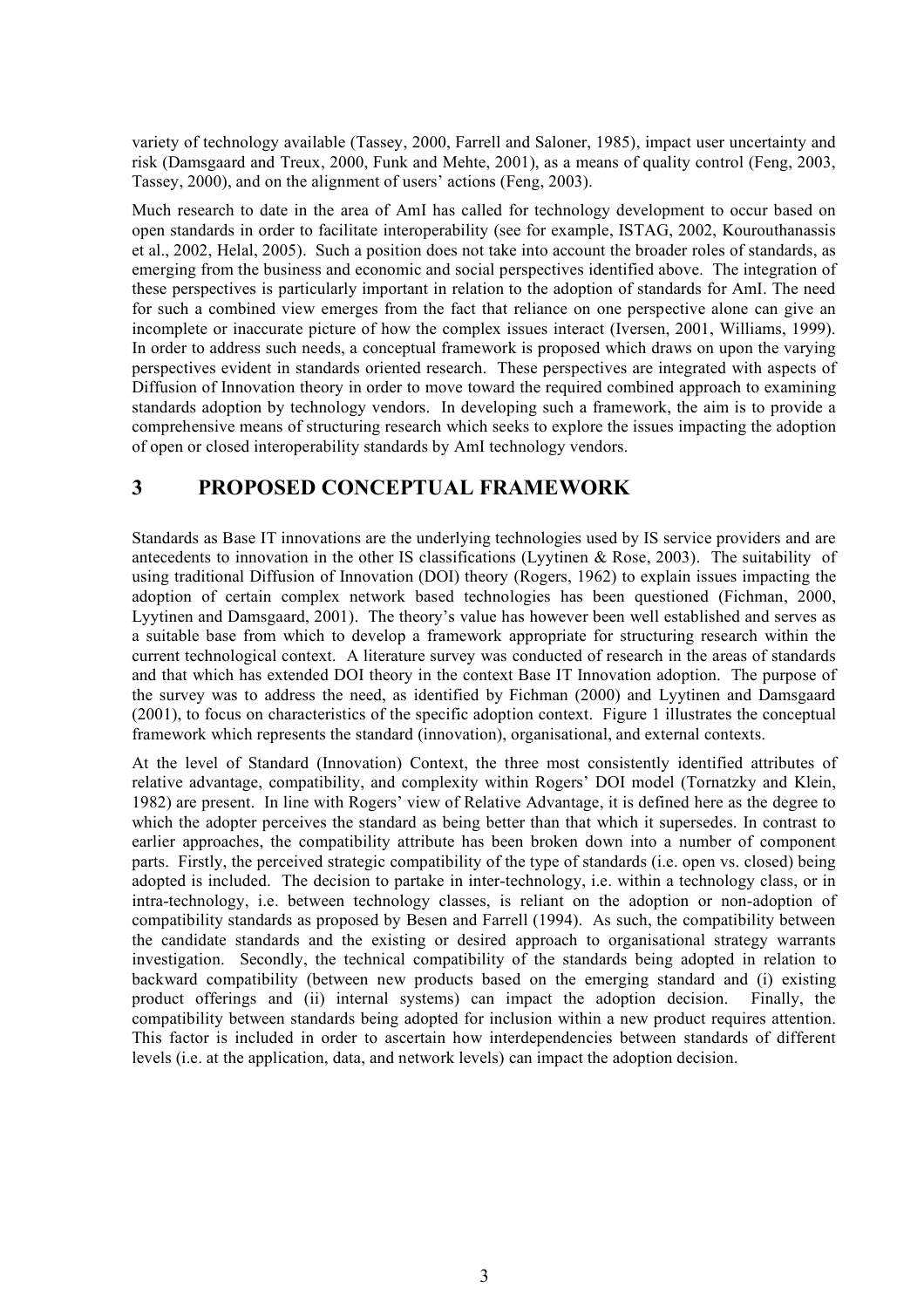variety of technology available (Tassey, 2000, Farrell and Saloner, 1985), impact user uncertainty and risk (Damsgaard and Treux, 2000, Funk and Mehte, 2001), as a means of quality control (Feng, 2003, Tassey, 2000), and on the alignment of users' actions (Feng, 2003).

Much research to date in the area of AmI has called for technology development to occur based on open standards in order to facilitate interoperability (see for example, ISTAG, 2002, Kourouthanassis et al., 2002, Helal, 2005). Such a position does not take into account the broader roles of standards, as emerging from the business and economic and social perspectives identified above. The integration of these perspectives is particularly important in relation to the adoption of standards for AmI. The need for such a combined view emerges from the fact that reliance on one perspective alone can give an incomplete or inaccurate picture of how the complex issues interact (Iversen, 2001, Williams, 1999). In order to address such needs, a conceptual framework is proposed which draws on upon the varying perspectives evident in standards oriented research. These perspectives are integrated with aspects of Diffusion of Innovation theory in order to move toward the required combined approach to examining standards adoption by technology vendors. In developing such a framework, the aim is to provide a comprehensive means of structuring research which seeks to explore the issues impacting the adoption of open or closed interoperability standards by AmI technology vendors.

# 3 PROPOSED CONCEPTUAL FRAMEWORK

Standards as Base IT innovations are the underlying technologies used by IS service providers and are antecedents to innovation in the other IS classifications (Lyytinen & Rose, 2003). The suitability of using traditional Diffusion of Innovation (DOI) theory (Rogers, 1962) to explain issues impacting the adoption of certain complex network based technologies has been questioned (Fichman, 2000, Lyytinen and Damsgaard, 2001). The theory's value has however been well established and serves as a suitable base from which to develop a framework appropriate for structuring research within the current technological context. A literature survey was conducted of research in the areas of standards and that which has extended DOI theory in the context Base IT Innovation adoption. The purpose of the survey was to address the need, as identified by Fichman (2000) and Lyytinen and Damsgaard (2001), to focus on characteristics of the specific adoption context. Figure 1 illustrates the conceptual framework which represents the standard (innovation), organisational, and external contexts.

At the level of Standard (Innovation) Context, the three most consistently identified attributes of relative advantage, compatibility, and complexity within Rogers' DOI model (Tornatzky and Klein, 1982) are present. In line with Rogers' view of Relative Advantage, it is defined here as the degree to which the adopter perceives the standard as being better than that which it supersedes. In contrast to earlier approaches, the compatibility attribute has been broken down into a number of component parts. Firstly, the perceived strategic compatibility of the type of standards (i.e. open vs. closed) being adopted is included. The decision to partake in inter-technology, i.e. within a technology class, or in intra-technology, i.e. between technology classes, is reliant on the adoption or non-adoption of compatibility standards as proposed by Besen and Farrell (1994). As such, the compatibility between the candidate standards and the existing or desired approach to organisational strategy warrants investigation. Secondly, the technical compatibility of the standards being adopted in relation to backward compatibility (between new products based on the emerging standard and (i) existing product offerings and (ii) internal systems) can impact the adoption decision. Finally, the compatibility between standards being adopted for inclusion within a new product requires attention. This factor is included in order to ascertain how interdependencies between standards of different levels (i.e. at the application, data, and network levels) can impact the adoption decision.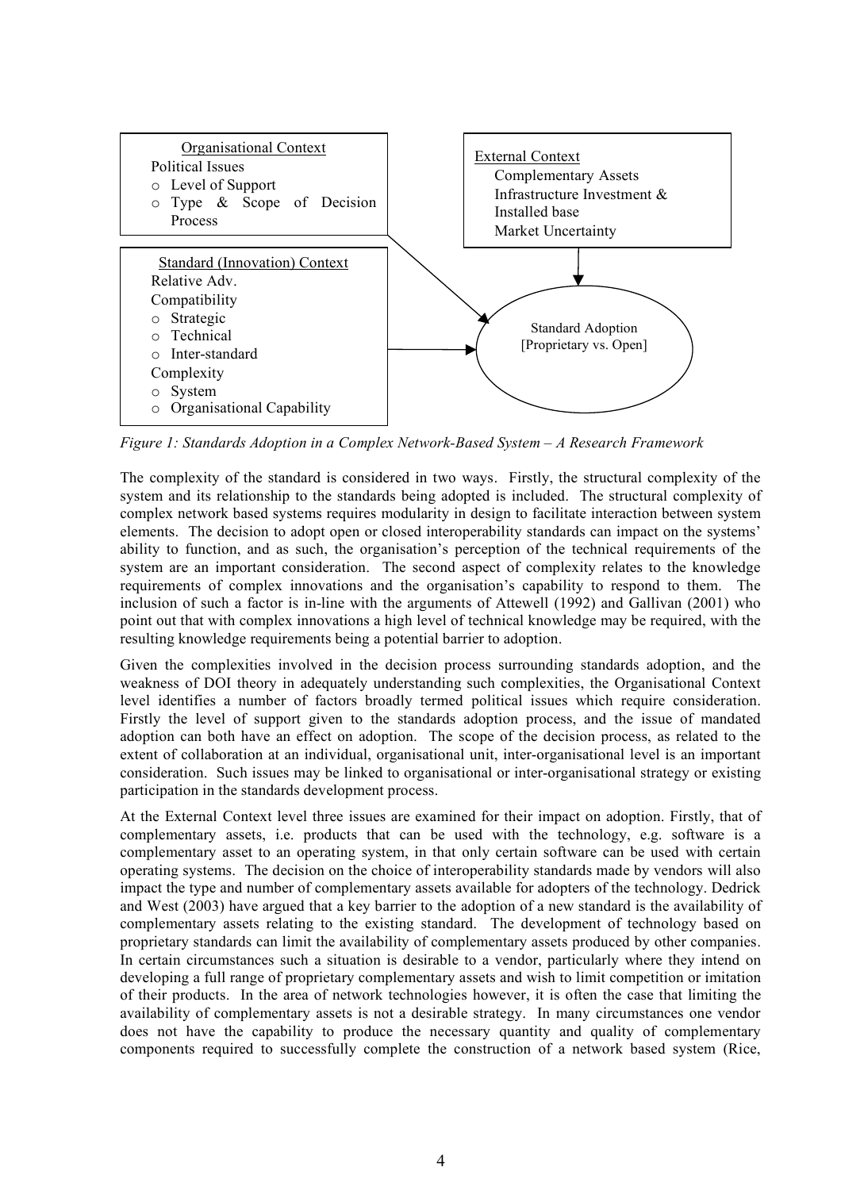**Organisational Context**

Political Issues

- Level of Support
- Type & Scope of Decision Process

**Standard (Innovation) Context**

Relative Adv.

Compatibility

- Strategic
- Technical
- Inter-standard

Complexity

- System
- Organisational Capability

**External Context**

Complementary Assets

Infrastructure Investment & Installed base

Market Uncertainty

**Standard Adoption [Proprietary vs. Open]**

*Figure 1: Standards Adoption in a Complex Network-Based System – A Research Framework*

The complexity of the standard is considered in two ways. Firstly, the structural complexity of the system and its relationship to the standards being adopted is included. The structural complexity of complex network based systems requires modularity in design to facilitate interaction between system elements. The decision to adopt open or closed interoperability standards can impact on the systems' ability to function, and as such, the organisation's perception of the technical requirements of the system are an important consideration. The second aspect of complexity relates to the knowledge requirements of complex innovations and the organisation's capability to respond to them. The inclusion of such a factor is in-line with the arguments of Attewell (1992) and Gallivan (2001) who point out that with complex innovations a high level of technical knowledge may be required, with the resulting knowledge requirements being a potential barrier to adoption.

Given the complexities involved in the decision process surrounding standards adoption, and the weakness of DOI theory in adequately understanding such complexities, the Organisational Context level identifies a number of factors broadly termed political issues which require consideration. Firstly the level of support given to the standards adoption process, and the issue of mandated adoption can both have an effect on adoption. The scope of the decision process, as related to the extent of collaboration at an individual, organisational unit, inter-organisational level is an important consideration. Such issues may be linked to organisational or inter-organisational strategy or existing participation in the standards development process.

At the External Context level three issues are examined for their impact on adoption. Firstly, that of complementary assets, i.e. products that can be used with the technology, e.g. software is a complementary asset to an operating system, in that only certain software can be used with certain operating systems. The decision on the choice of interoperability standards made by vendors will also impact the type and number of complementary assets available for adopters of the technology. Dedrick and West (2003) have argued that a key barrier to the adoption of a new standard is the availability of complementary assets relating to the existing standard. The development of technology based on proprietary standards can limit the availability of complementary assets produced by other companies. In certain circumstances such a situation is desirable to a vendor, particularly where they intend on developing a full range of proprietary complementary assets and wish to limit competition or imitation of their products. In the area of network technologies however, it is often the case that limiting the availability of complementary assets is not a desirable strategy. In many circumstances one vendor does not have the capability to produce the necessary quantity and quality of complementary components required to successfully complete the construction of a network based system (Rice,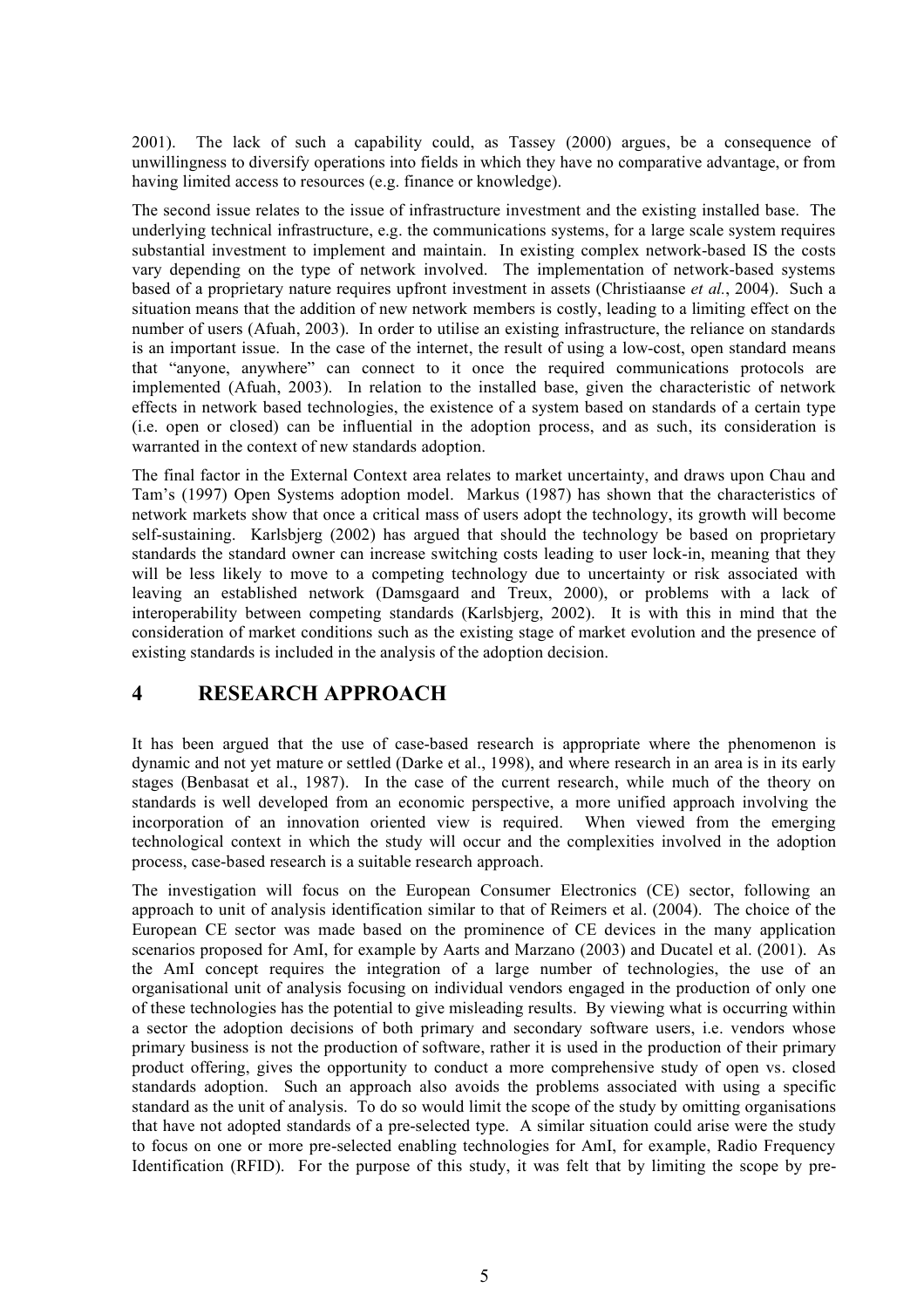2001). The lack of such a capability could, as Tassey (2000) argues, be a consequence of unwillingness to diversify operations into fields in which they have no comparative advantage, or from having limited access to resources (e.g. finance or knowledge).

The second issue relates to the issue of infrastructure investment and the existing installed base. The underlying technical infrastructure, e.g. the communications systems, for a large scale system requires substantial investment to implement and maintain. In existing complex network-based IS the costs vary depending on the type of network involved. The implementation of network-based systems based of a proprietary nature requires upfront investment in assets (Christiaanse *et al.*, 2004). Such a situation means that the addition of new network members is costly, leading to a limiting effect on the number of users (Afuah, 2003). In order to utilise an existing infrastructure, the reliance on standards is an important issue. In the case of the internet, the result of using a low-cost, open standard means that "anyone, anywhere" can connect to it once the required communications protocols are implemented (Afuah, 2003). In relation to the installed base, given the characteristic of network effects in network based technologies, the existence of a system based on standards of a certain type (i.e. open or closed) can be influential in the adoption process, and as such, its consideration is warranted in the context of new standards adoption.

The final factor in the External Context area relates to market uncertainty, and draws upon Chau and Tam's (1997) Open Systems adoption model. Markus (1987) has shown that the characteristics of network markets show that once a critical mass of users adopt the technology, its growth will become self-sustaining. Karlsbjerg (2002) has argued that should the technology be based on proprietary standards the standard owner can increase switching costs leading to user lock-in, meaning that they will be less likely to move to a competing technology due to uncertainty or risk associated with leaving an established network (Damsgaard and Treux, 2000), or problems with a lack of interoperability between competing standards (Karlsbjerg, 2002). It is with this in mind that the consideration of market conditions such as the existing stage of market evolution and the presence of existing standards is included in the analysis of the adoption decision.

# 4 RESEARCH APPROACH

It has been argued that the use of case-based research is appropriate where the phenomenon is dynamic and not yet mature or settled (Darke et al., 1998), and where research in an area is in its early stages (Benbasat et al., 1987). In the case of the current research, while much of the theory on standards is well developed from an economic perspective, a more unified approach involving the incorporation of an innovation oriented view is required. When viewed from the emerging technological context in which the study will occur and the complexities involved in the adoption process, case-based research is a suitable research approach.

The investigation will focus on the European Consumer Electronics (CE) sector, following an approach to unit of analysis identification similar to that of Reimers et al. (2004). The choice of the European CE sector was made based on the prominence of CE devices in the many application scenarios proposed for AmI, for example by Aarts and Marzano (2003) and Ducatel et al. (2001). As the AmI concept requires the integration of a large number of technologies, the use of an organisational unit of analysis focusing on individual vendors engaged in the production of only one of these technologies has the potential to give misleading results. By viewing what is occurring within a sector the adoption decisions of both primary and secondary software users, i.e. vendors whose primary business is not the production of software, rather it is used in the production of their primary product offering, gives the opportunity to conduct a more comprehensive study of open vs. closed standards adoption. Such an approach also avoids the problems associated with using a specific standard as the unit of analysis. To do so would limit the scope of the study by omitting organisations that have not adopted standards of a pre-selected type. A similar situation could arise were the study to focus on one or more pre-selected enabling technologies for AmI, for example, Radio Frequency Identification (RFID). For the purpose of this study, it was felt that by limiting the scope by pre-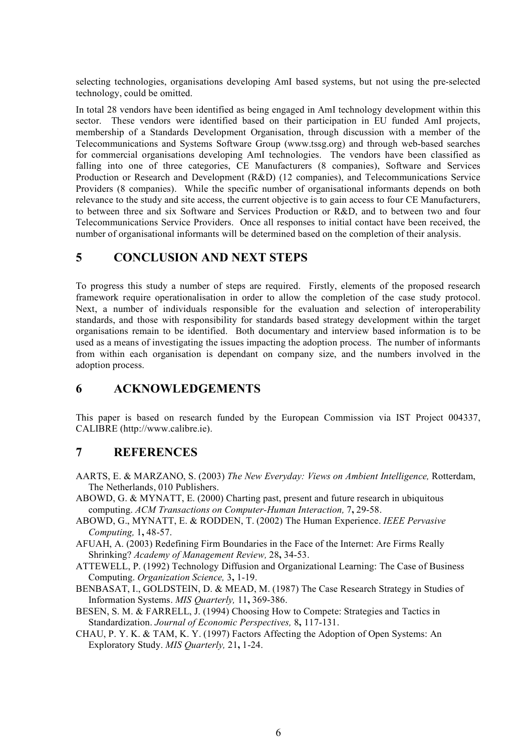selecting technologies, organisations developing AmI based systems, but not using the pre-selected technology, could be omitted.

In total 28 vendors have been identified as being engaged in AmI technology development within this sector. These vendors were identified based on their participation in EU funded AmI projects, membership of a Standards Development Organisation, through discussion with a member of the Telecommunications and Systems Software Group (www.tssg.org) and through web-based searches for commercial organisations developing AmI technologies. The vendors have been classified as falling into one of three categories, CE Manufacturers (8 companies), Software and Services Production or Research and Development (R&D) (12 companies), and Telecommunications Service Providers (8 companies). While the specific number of organisational informants depends on both relevance to the study and site access, the current objective is to gain access to four CE Manufacturers, to between three and six Software and Services Production or R&D, and to between two and four Telecommunications Service Providers. Once all responses to initial contact have been received, the number of organisational informants will be determined based on the completion of their analysis.

# 5 CONCLUSION AND NEXT STEPS

To progress this study a number of steps are required. Firstly, elements of the proposed research framework require operationalisation in order to allow the completion of the case study protocol. Next, a number of individuals responsible for the evaluation and selection of interoperability standards, and those with responsibility for standards based strategy development within the target organisations remain to be identified. Both documentary and interview based information is to be used as a means of investigating the issues impacting the adoption process. The number of informants from within each organisation is dependant on company size, and the numbers involved in the adoption process.

# 6 ACKNOWLEDGEMENTS

This paper is based on research funded by the European Commission via IST Project 004337, CALIBRE (http://www.calibre.ie).

# 7 REFERENCES

AARTS, E. & MARZANO, S. (2003) *The New Everyday: Views on Ambient Intelligence,* Rotterdam, The Netherlands, 010 Publishers.

ABOWD, G. & MYNATT, E. (2000) Charting past, present and future research in ubiquitous computing. *ACM Transactions on Computer-Human Interaction,* 7**,** 29-58.

ABOWD, G., MYNATT, E. & RODDEN, T. (2002) The Human Experience. *IEEE Pervasive Computing,* 1**,** 48-57.

AFUAH, A. (2003) Redefining Firm Boundaries in the Face of the Internet: Are Firms Really Shrinking? *Academy of Management Review,* 28**,** 34-53.

ATTEWELL, P. (1992) Technology Diffusion and Organizational Learning: The Case of Business Computing. *Organization Science,* 3**,** 1-19.

BENBASAT, I., GOLDSTEIN, D. & MEAD, M. (1987) The Case Research Strategy in Studies of Information Systems. *MIS Quarterly,* 11**,** 369-386.

BESEN, S. M. & FARRELL, J. (1994) Choosing How to Compete: Strategies and Tactics in Standardization. *Journal of Economic Perspectives,* 8**,** 117-131.

CHAU, P. Y. K. & TAM, K. Y. (1997) Factors Affecting the Adoption of Open Systems: An Exploratory Study. *MIS Quarterly,* 21**,** 1-24.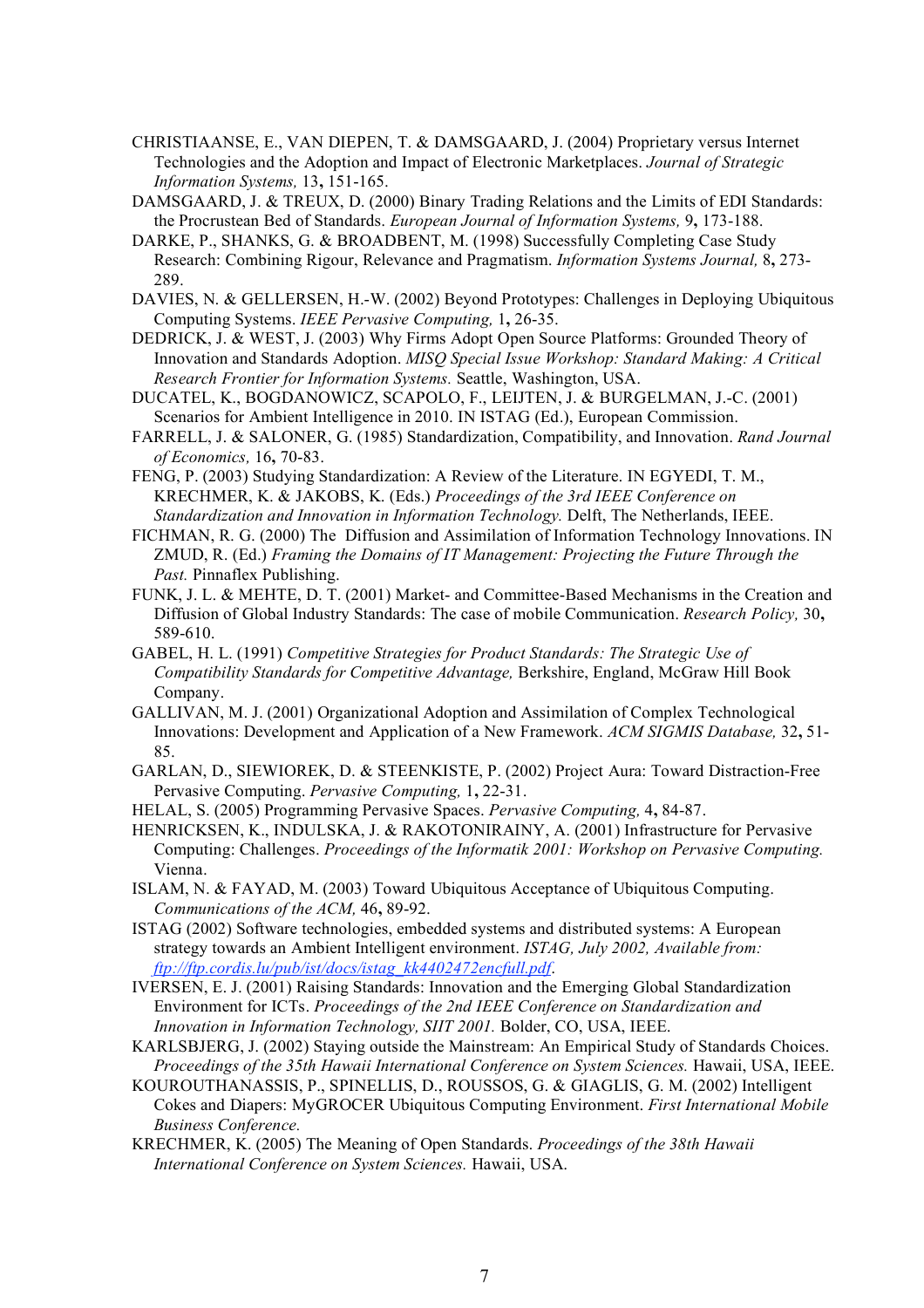CHRISTIAANSE, E., VAN DIEPEN, T. & DAMSGAARD, J. (2004) Proprietary versus Internet Technologies and the Adoption and Impact of Electronic Marketplaces. *Journal of Strategic Information Systems,* 13**,** 151-165.

DAMSGAARD, J. & TREUX, D. (2000) Binary Trading Relations and the Limits of EDI Standards: the Procrustean Bed of Standards. *European Journal of Information Systems,* 9**,** 173-188.

DARKE, P., SHANKS, G. & BROADBENT, M. (1998) Successfully Completing Case Study Research: Combining Rigour, Relevance and Pragmatism. *Information Systems Journal,* 8**,** 273-289.

DAVIES, N. & GELLERSEN, H.-W. (2002) Beyond Prototypes: Challenges in Deploying Ubiquitous Computing Systems. *IEEE Pervasive Computing,* 1**,** 26-35.

DEDRICK, J. & WEST, J. (2003) Why Firms Adopt Open Source Platforms: Grounded Theory of Innovation and Standards Adoption. *MISQ Special Issue Workshop: Standard Making: A Critical Research Frontier for Information Systems.* Seattle, Washington, USA.

DUCATEL, K., BOGDANOWICZ, SCAPOLO, F., LEIJTEN, J. & BURGELMAN, J.-C. (2001) Scenarios for Ambient Intelligence in 2010. IN ISTAG (Ed.), European Commission.

FARRELL, J. & SALONER, G. (1985) Standardization, Compatibility, and Innovation. *Rand Journal of Economics,* 16**,** 70-83.

FENG, P. (2003) Studying Standardization: A Review of the Literature. IN EGYEDI, T. M., KRECHMER, K. & JAKOBS, K. (Eds.) *Proceedings of the 3rd IEEE Conference on Standardization and Innovation in Information Technology.* Delft, The Netherlands, IEEE.

FICHMAN, R. G. (2000) The Diffusion and Assimilation of Information Technology Innovations. IN ZMUD, R. (Ed.) *Framing the Domains of IT Management: Projecting the Future Through the Past.* Pinnaflex Publishing.

FUNK, J. L. & MEHTE, D. T. (2001) Market- and Committee-Based Mechanisms in the Creation and Diffusion of Global Industry Standards: The case of mobile Communication. *Research Policy,* 30**,** 589-610.

GABEL, H. L. (1991) *Competitive Strategies for Product Standards: The Strategic Use of Compatibility Standards for Competitive Advantage,* Berkshire, England, McGraw Hill Book Company.

GALLIVAN, M. J. (2001) Organizational Adoption and Assimilation of Complex Technological Innovations: Development and Application of a New Framework. *ACM SIGMIS Database,* 32**,** 51-85.

GARLAN, D., SIEWIOREK, D. & STEENKISTE, P. (2002) Project Aura: Toward Distraction-Free Pervasive Computing. *Pervasive Computing,* 1**,** 22-31.

HELAL, S. (2005) Programming Pervasive Spaces. *Pervasive Computing,* 4**,** 84-87.

HENRICKSEN, K., INDULSKA, J. & RAKOTONIRAINY, A. (2001) Infrastructure for Pervasive Computing: Challenges. *Proceedings of the Informatik 2001: Workshop on Pervasive Computing.* Vienna.

ISLAM, N. & FAYAD, M. (2003) Toward Ubiquitous Acceptance of Ubiquitous Computing. *Communications of the ACM,* 46**,** 89-92.

ISTAG (2002) Software technologies, embedded systems and distributed systems: A European strategy towards an Ambient Intelligent environment. *ISTAG, July 2002, Available from: ftp://ftp.cordis.lu/pub/ist/docs/istag_kk4402472encfull.pdf.*

IVERSEN, E. J. (2001) Raising Standards: Innovation and the Emerging Global Standardization Environment for ICTs. *Proceedings of the 2nd IEEE Conference on Standardization and Innovation in Information Technology, SIIT 2001.* Bolder, CO, USA, IEEE.

KARLSBJERG, J. (2002) Staying outside the Mainstream: An Empirical Study of Standards Choices. *Proceedings of the 35th Hawaii International Conference on System Sciences.* Hawaii, USA, IEEE.

KOUROUTHANASSIS, P., SPINELLIS, D., ROUSSOS, G. & GIAGLIS, G. M. (2002) Intelligent Cokes and Diapers: MyGROCER Ubiquitous Computing Environment. *First International Mobile Business Conference.*

KRECHMER, K. (2005) The Meaning of Open Standards. *Proceedings of the 38th Hawaii International Conference on System Sciences.* Hawaii, USA.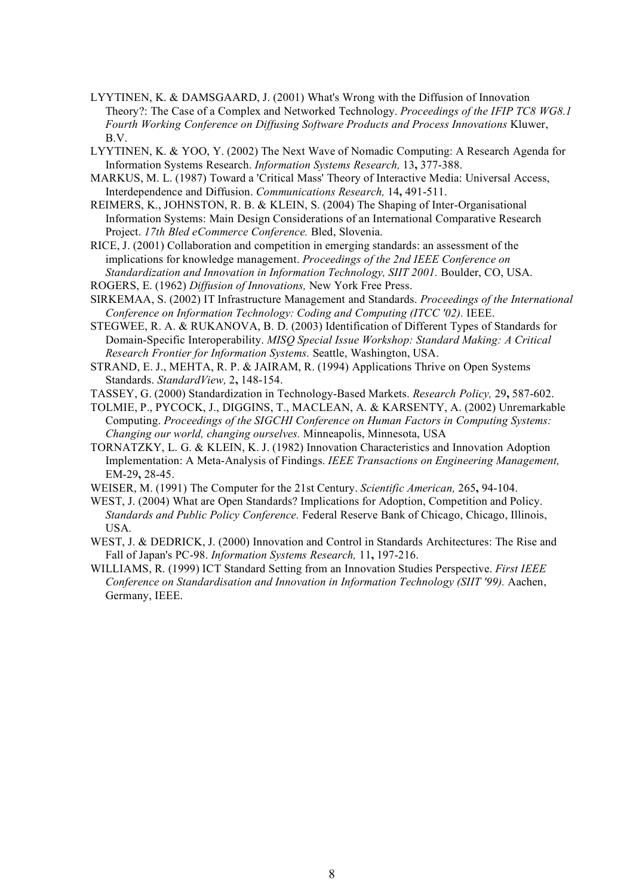LYYTINEN, K. & DAMSGAARD, J. (2001) What's Wrong with the Diffusion of Innovation Theory?: The Case of a Complex and Networked Technology. *Proceedings of the IFIP TC8 WG8.1 Fourth Working Conference on Diffusing Software Products and Process Innovations* Kluwer, B.V.

LYYTINEN, K. & YOO, Y. (2002) The Next Wave of Nomadic Computing: A Research Agenda for Information Systems Research. *Information Systems Research,* 13**,** 377-388.

MARKUS, M. L. (1987) Toward a 'Critical Mass' Theory of Interactive Media: Universal Access, Interdependence and Diffusion. *Communications Research,* 14**,** 491-511.

REIMERS, K., JOHNSTON, R. B. & KLEIN, S. (2004) The Shaping of Inter-Organisational Information Systems: Main Design Considerations of an International Comparative Research Project. *17th Bled eCommerce Conference.* Bled, Slovenia.

RICE, J. (2001) Collaboration and competition in emerging standards: an assessment of the implications for knowledge management. *Proceedings of the 2nd IEEE Conference on Standardization and Innovation in Information Technology, SIIT 2001.* Boulder, CO, USA.

ROGERS, E. (1962) *Diffusion of Innovations,* New York Free Press.

SIRKEMAA, S. (2002) IT Infrastructure Management and Standards. *Proceedings of the International Conference on Information Technology: Coding and Computing (ITCC '02).* IEEE.

STEGWEE, R. A. & RUKANOVA, B. D. (2003) Identification of Different Types of Standards for Domain-Specific Interoperability. *MISQ Special Issue Workshop: Standard Making: A Critical Research Frontier for Information Systems.* Seattle, Washington, USA.

STRAND, E. J., MEHTA, R. P. & JAIRAM, R. (1994) Applications Thrive on Open Systems Standards. *StandardView,* 2**,** 148-154.

TASSEY, G. (2000) Standardization in Technology-Based Markets. *Research Policy,* 29**,** 587-602.

TOLMIE, P., PYCOCK, J., DIGGINS, T., MACLEAN, A. & KARSENTY, A. (2002) Unremarkable Computing. *Proceedings of the SIGCHI Conference on Human Factors in Computing Systems: Changing our world, changing ourselves.* Minneapolis, Minnesota, USA

TORNATZKY, L. G. & KLEIN, K. J. (1982) Innovation Characteristics and Innovation Adoption Implementation: A Meta-Analysis of Findings. *IEEE Transactions on Engineering Management,* EM-29**,** 28-45.

WEISER, M. (1991) The Computer for the 21st Century. *Scientific American,* 265**,** 94-104.

WEST, J. (2004) What are Open Standards? Implications for Adoption, Competition and Policy. *Standards and Public Policy Conference.* Federal Reserve Bank of Chicago, Chicago, Illinois, USA.

WEST, J. & DEDRICK, J. (2000) Innovation and Control in Standards Architectures: The Rise and Fall of Japan's PC-98. *Information Systems Research,* 11**,** 197-216.

WILLIAMS, R. (1999) ICT Standard Setting from an Innovation Studies Perspective. *First IEEE Conference on Standardisation and Innovation in Information Technology (SIIT '99).* Aachen, Germany, IEEE.